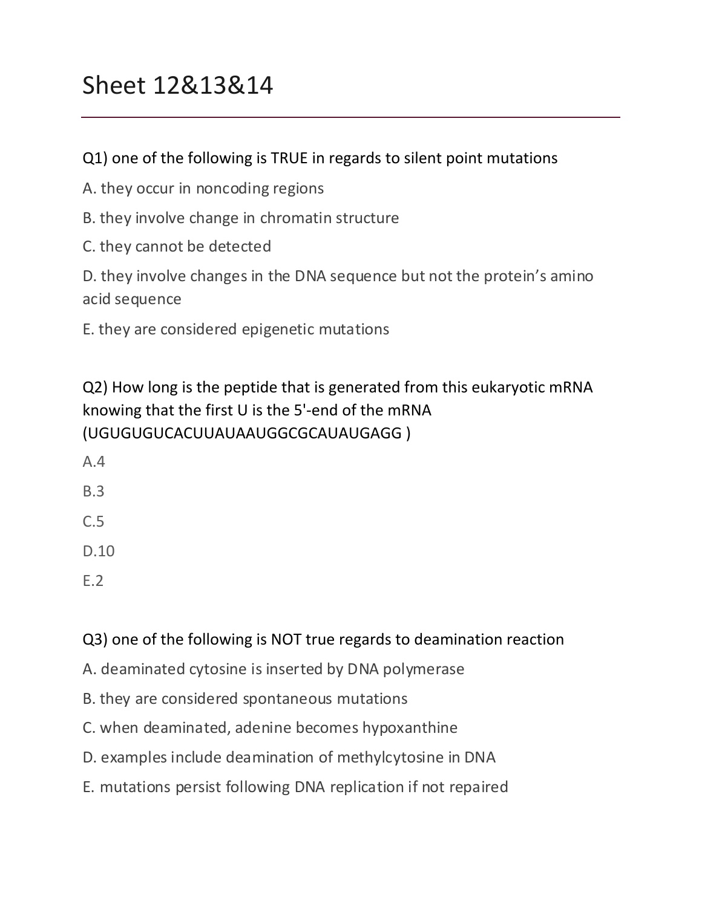# Sheet 12&13&14

Q1) one of the following is TRUE in regards to silent point mutations

A. they occur in noncoding regions

B. they involve change in chromatin structure

C. they cannot be detected

D. they involve changes in the DNA sequence but not the protein's amino acid sequence

E. they are considered epigenetic mutations

Q2) How long is the peptide that is generated from this eukaryotic mRNA knowing that the first U is the 5'-end of the mRNA (UGUGUGUCACUUAUAAUGGCGCAUAUGAGG )

A.4

B.3

C.5

D.10

E.2

Q3) one of the following is NOT true regards to deamination reaction

A. deaminated cytosine is inserted by DNA polymerase

B. they are considered spontaneous mutations

C. when deaminated, adenine becomes hypoxanthine

D. examples include deamination of methylcytosine in DNA

E. mutations persist following DNA replication if not repaired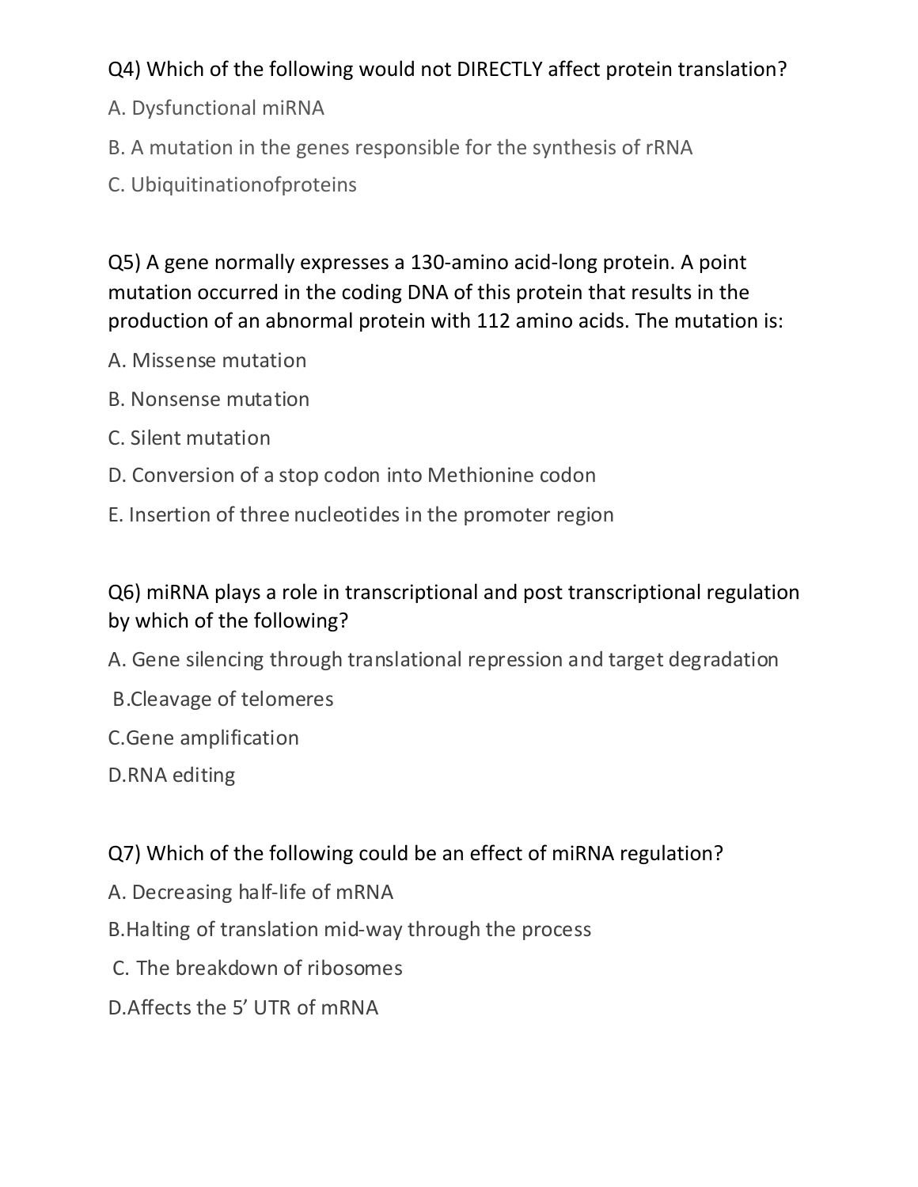Q4) Which of the following would not DIRECTLY affect protein translation?

A. Dysfunctional miRNA

B. A mutation in the genes responsible for the synthesis of rRNA

C. Ubiquitinationofproteins

Q5) A gene normally expresses a 130-amino acid-long protein. A point mutation occurred in the coding DNA of this protein that results in the production of an abnormal protein with 112 amino acids. The mutation is:

A. Missense mutation

B. Nonsense mutation

C. Silent mutation

D. Conversion of a stop codon into Methionine codon

E. Insertion of three nucleotides in the promoter region

Q6) miRNA plays a role in transcriptional and post transcriptional regulation by which of the following?

A. Gene silencing through translational repression and target degradation

B.Cleavage of telomeres

C.Gene amplification

D.RNA editing

Q7) Which of the following could be an effect of miRNA regulation?

A. Decreasing half-life of mRNA

B.Halting of translation mid-way through the process

C. The breakdown of ribosomes

D.Affects the 5' UTR of mRNA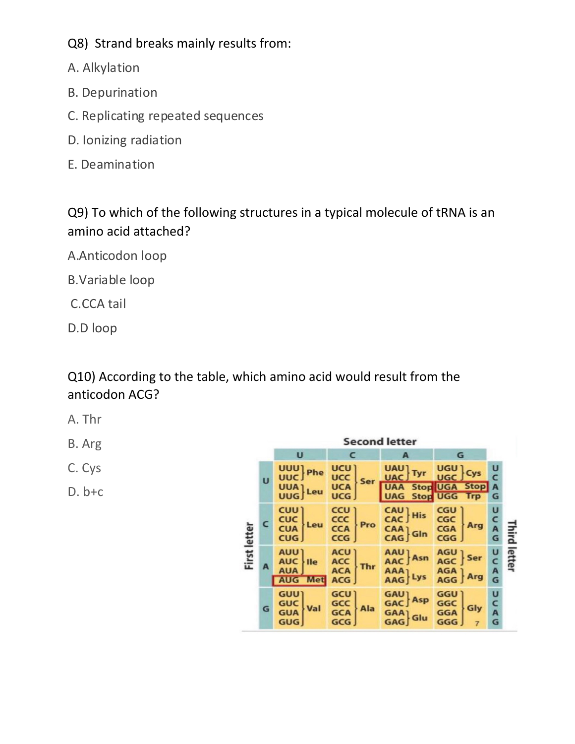Q8) Strand breaks mainly results from:

A. Alkylation

B. Depurination

C. Replicating repeated sequences

D. Ionizing radiation

E. Deamination

Q9) To which of the following structures in a typical molecule of tRNA is an amino acid attached?

A. Anticodon loop

B. Variable loop

C. CCA tail

D. D loop

Q10) According to the table, which amino acid would result from the anticodon ACG?

A. Thr

B. Arg

C. Cys

D. b+c

| First letter | U | C | A | G | Third letter |
|---|---|---|---|---|---|
| U | UUU Phe | UCU Ser | UAU Tyr | UGU Cys | U |
| | UUC Phe | UCC Ser | UAC Tyr | UGC Cys | C |
| | UUA Leu | UCA Ser | UAA Stop | UGA Stop | A |
| | UUG Leu | UCG Ser | UAG Stop | UGG Trp | G |
| C | CUU Leu | CCU Pro | CAU His | CGU Arg | U |
| | CUC Leu | CCC Pro | CAC His | CGC Arg | C |
| | CUA Leu | CCA Pro | CAA Gln | CGA Arg | A |
| | CUG Leu | CCG Pro | CAG Gln | CGG Arg | G |
| A | AUU Ile | ACU Thr | AAU Asn | AGU Ser | U |
| | AUC Ile | ACC Thr | AAC Asn | AGC Ser | C |
| | AUA Ile | ACA Thr | AAA Lys | AGA Arg | A |
| | AUG Met | ACG Thr | AAG Lys | AGG Arg | G |
| G | GUU Val | GCU Ala | GAU Asp | GGU Gly | U |
| | GUC Val | GCC Ala | GAC Asp | GGC Gly | C |
| | GUA Val | GCA Ala | GAA Glu | GGA Gly | A |
| | GUG Val | GCG Ala | GAG Glu | GGG Gly | G |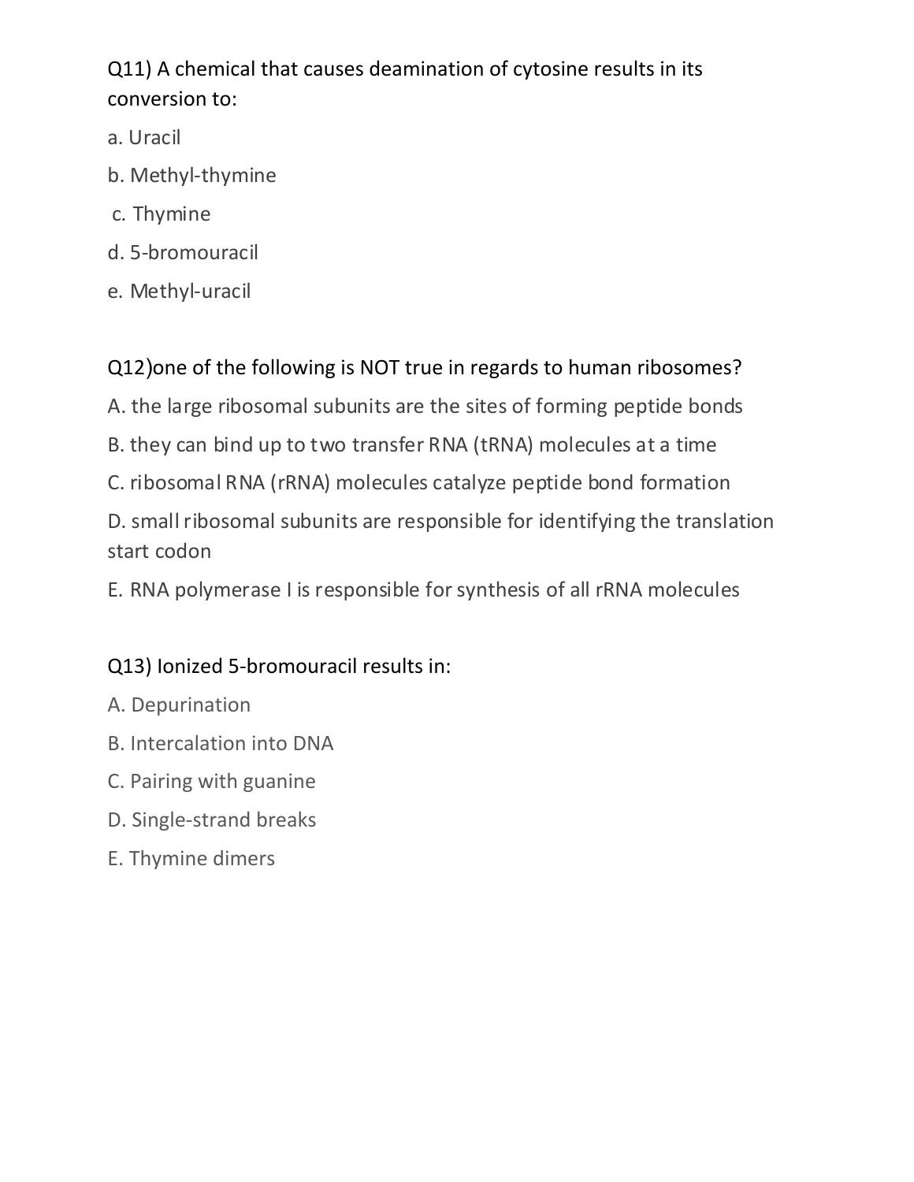Q11) A chemical that causes deamination of cytosine results in its conversion to:

a. Uracil

b. Methyl-thymine

c. Thymine

d. 5-bromouracil

e. Methyl-uracil

Q12)one of the following is NOT true in regards to human ribosomes?

A. the large ribosomal subunits are the sites of forming peptide bonds

B. they can bind up to two transfer RNA (tRNA) molecules at a time

C. ribosomal RNA (rRNA) molecules catalyze peptide bond formation

D. small ribosomal subunits are responsible for identifying the translation start codon

E. RNA polymerase I is responsible for synthesis of all rRNA molecules

Q13) Ionized 5-bromouracil results in:

A. Depurination

B. Intercalation into DNA

C. Pairing with guanine

D. Single-strand breaks

E. Thymine dimers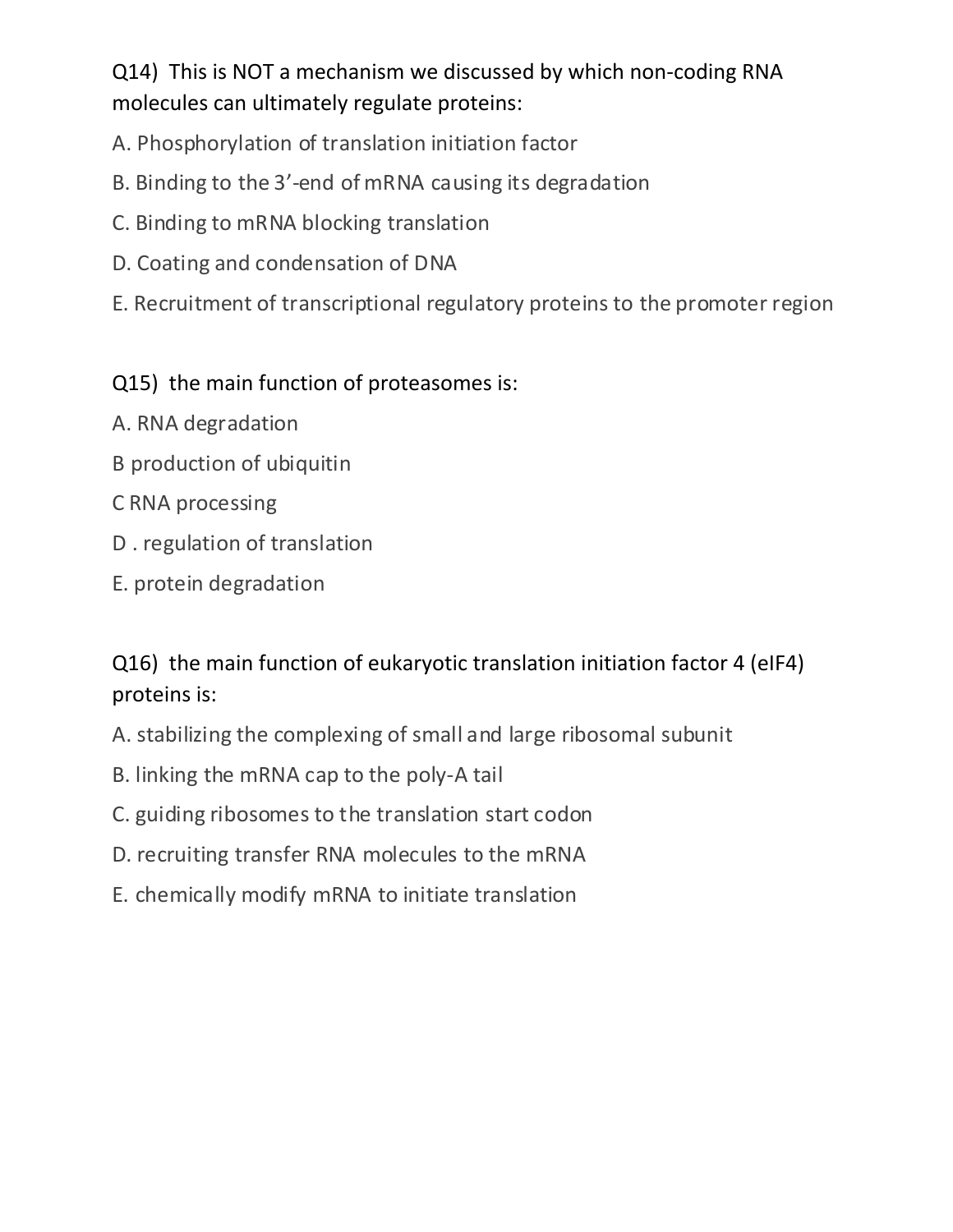Q14) This is NOT a mechanism we discussed by which non-coding RNA molecules can ultimately regulate proteins:

A. Phosphorylation of translation initiation factor

B. Binding to the 3'-end of mRNA causing its degradation

C. Binding to mRNA blocking translation

D. Coating and condensation of DNA

E. Recruitment of transcriptional regulatory proteins to the promoter region

Q15) the main function of proteasomes is:

A. RNA degradation

B production of ubiquitin

C RNA processing

D . regulation of translation

E. protein degradation

Q16) the main function of eukaryotic translation initiation factor 4 (eIF4) proteins is:

A. stabilizing the complexing of small and large ribosomal subunit

B. linking the mRNA cap to the poly-A tail

C. guiding ribosomes to the translation start codon

D. recruiting transfer RNA molecules to the mRNA

E. chemically modify mRNA to initiate translation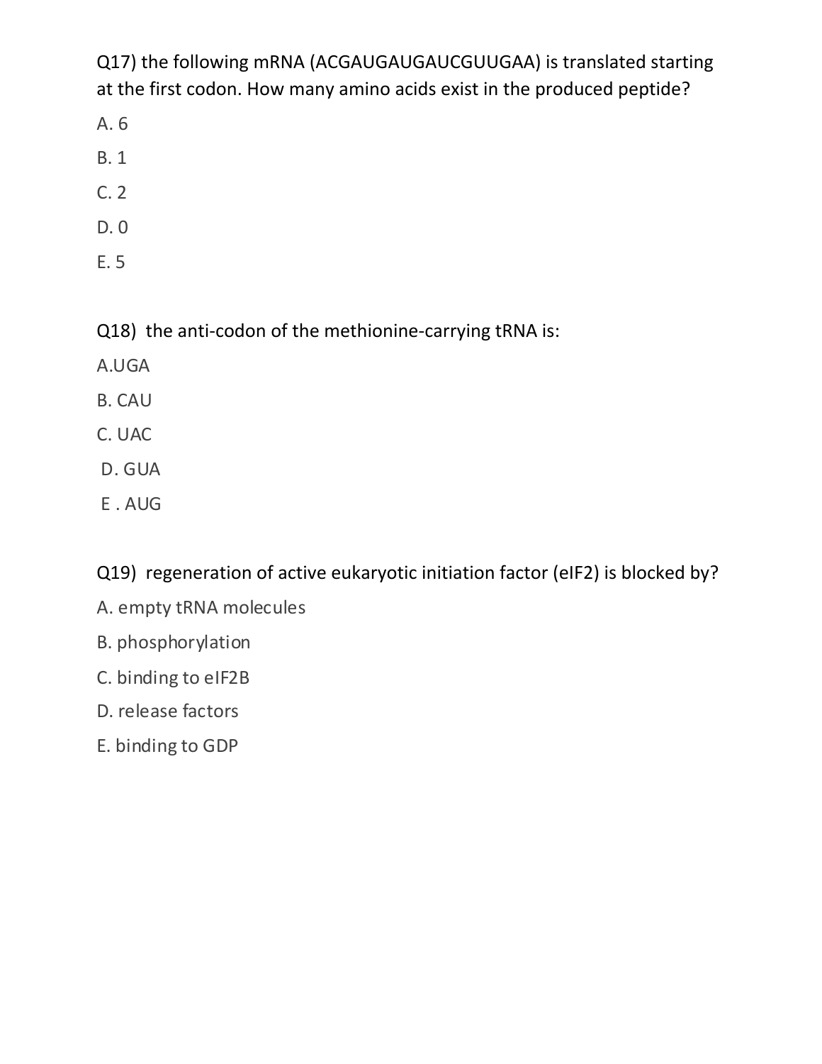Q17) the following mRNA (ACGAUGAUGAUCGUUGAA) is translated starting at the first codon. How many amino acids exist in the produced peptide?

A. 6

B. 1

C. 2

D. 0

E. 5

Q18) the anti-codon of the methionine-carrying tRNA is:

A.UGA

B. CAU

C. UAC

D. GUA

E . AUG

Q19) regeneration of active eukaryotic initiation factor (eIF2) is blocked by?

A. empty tRNA molecules

B. phosphorylation

C. binding to eIF2B

D. release factors

E. binding to GDP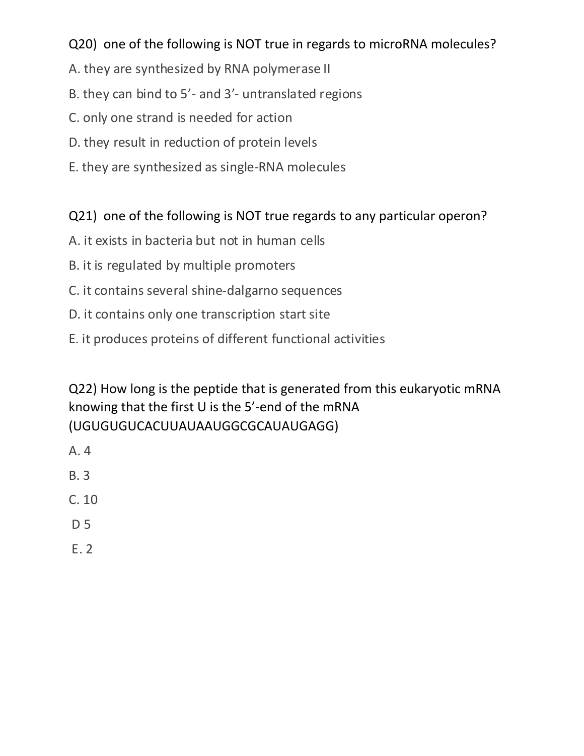Q20) one of the following is NOT true in regards to microRNA molecules?

A. they are synthesized by RNA polymerase II

B. they can bind to 5’- and 3’- untranslated regions

C. only one strand is needed for action

D. they result in reduction of protein levels

E. they are synthesized as single-RNA molecules

Q21) one of the following is NOT true regards to any particular operon?

A. it exists in bacteria but not in human cells

B. it is regulated by multiple promoters

C. it contains several shine-dalgarno sequences

D. it contains only one transcription start site

E. it produces proteins of different functional activities

Q22) How long is the peptide that is generated from this eukaryotic mRNA knowing that the first U is the 5’-end of the mRNA (UGUGUGUCACUUAUAAUGGCGCAUAUGAGG)

A. 4

B. 3

C. 10

D 5

E. 2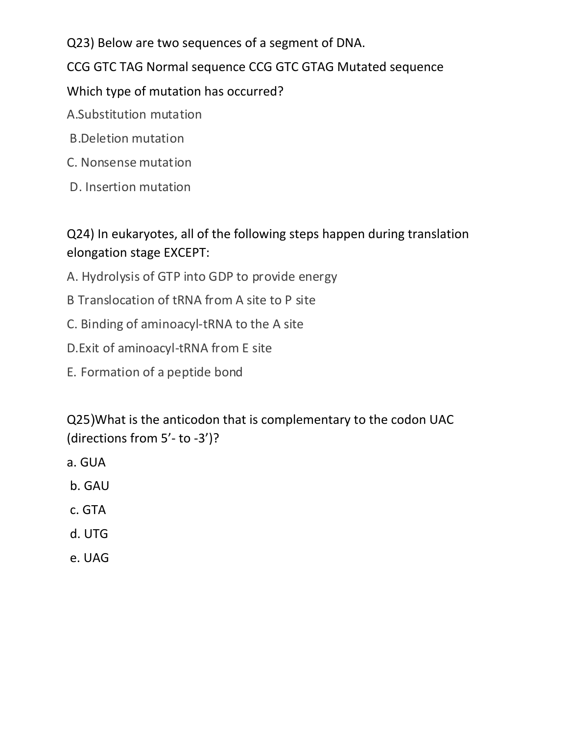Q23) Below are two sequences of a segment of DNA.

CCG GTC TAG Normal sequence CCG GTC GTAG Mutated sequence

Which type of mutation has occurred?

A.Substitution mutation

B.Deletion mutation

C. Nonsense mutation

D. Insertion mutation

Q24) In eukaryotes, all of the following steps happen during translation elongation stage EXCEPT:

A. Hydrolysis of GTP into GDP to provide energy

B Translocation of tRNA from A site to P site

C. Binding of aminoacyl-tRNA to the A site

D.Exit of aminoacyl-tRNA from E site

E. Formation of a peptide bond

Q25)What is the anticodon that is complementary to the codon UAC (directions from 5'- to -3')?

a. GUA

b. GAU

c. GTA

d. UTG

e. UAG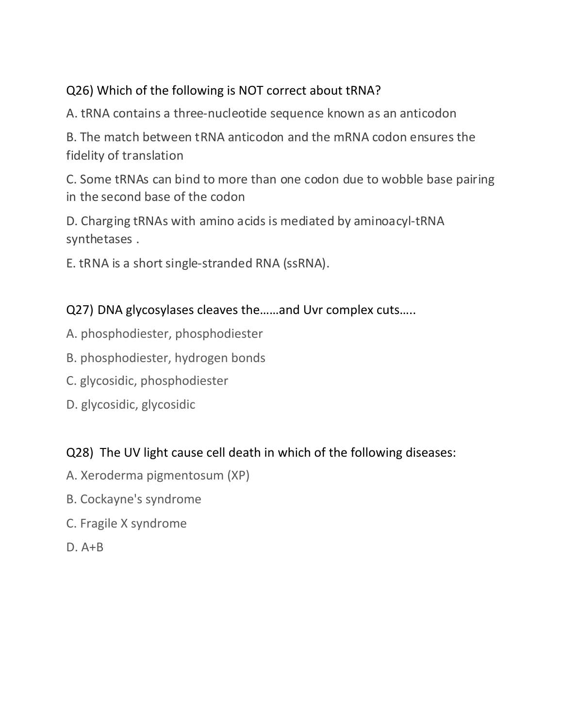Q26) Which of the following is NOT correct about tRNA?

A. tRNA contains a three-nucleotide sequence known as an anticodon

B. The match between tRNA anticodon and the mRNA codon ensures the fidelity of translation

C. Some tRNAs can bind to more than one codon due to wobble base pairing in the second base of the codon

D. Charging tRNAs with amino acids is mediated by aminoacyl-tRNA synthetases .

E. tRNA is a short single-stranded RNA (ssRNA).

Q27) DNA glycosylases cleaves the……and Uvr complex cuts…..

A. phosphodiester, phosphodiester

B. phosphodiester, hydrogen bonds

C. glycosidic, phosphodiester

D. glycosidic, glycosidic

Q28) The UV light cause cell death in which of the following diseases:

A. Xeroderma pigmentosum (XP)

B. Cockayne's syndrome

C. Fragile X syndrome

D. A+B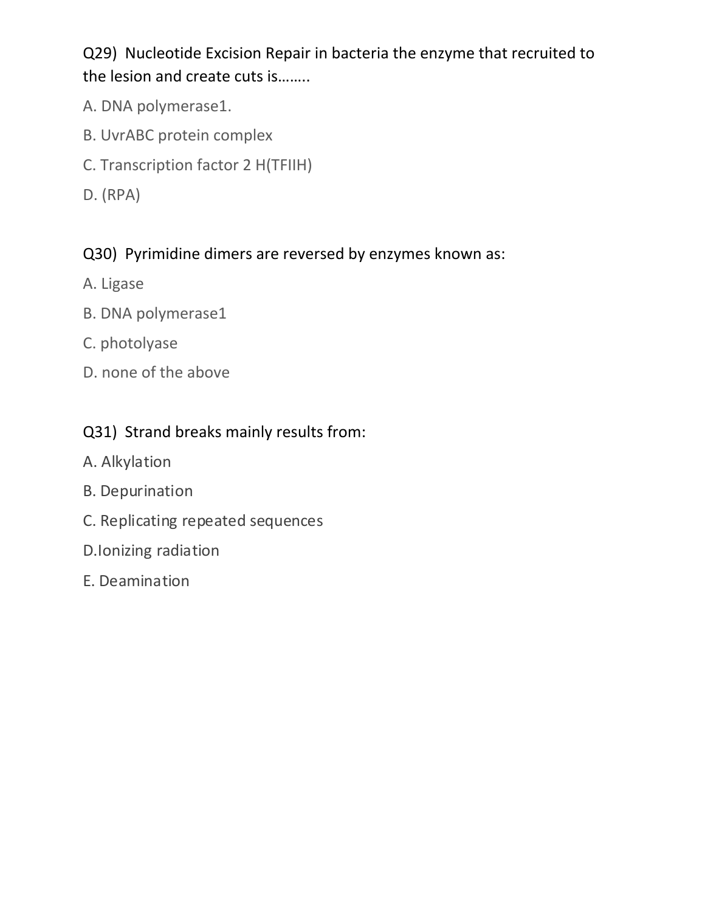Q29) Nucleotide Excision Repair in bacteria the enzyme that recruited to the lesion and create cuts is……..

A. DNA polymerase1.

B. UvrABC protein complex

C. Transcription factor 2 H(TFIIH)

D. (RPA)

Q30) Pyrimidine dimers are reversed by enzymes known as:

A. Ligase

B. DNA polymerase1

C. photolyase

D. none of the above

Q31) Strand breaks mainly results from:

A. Alkylation

B. Depurination

C. Replicating repeated sequences

D.Ionizing radiation

E. Deamination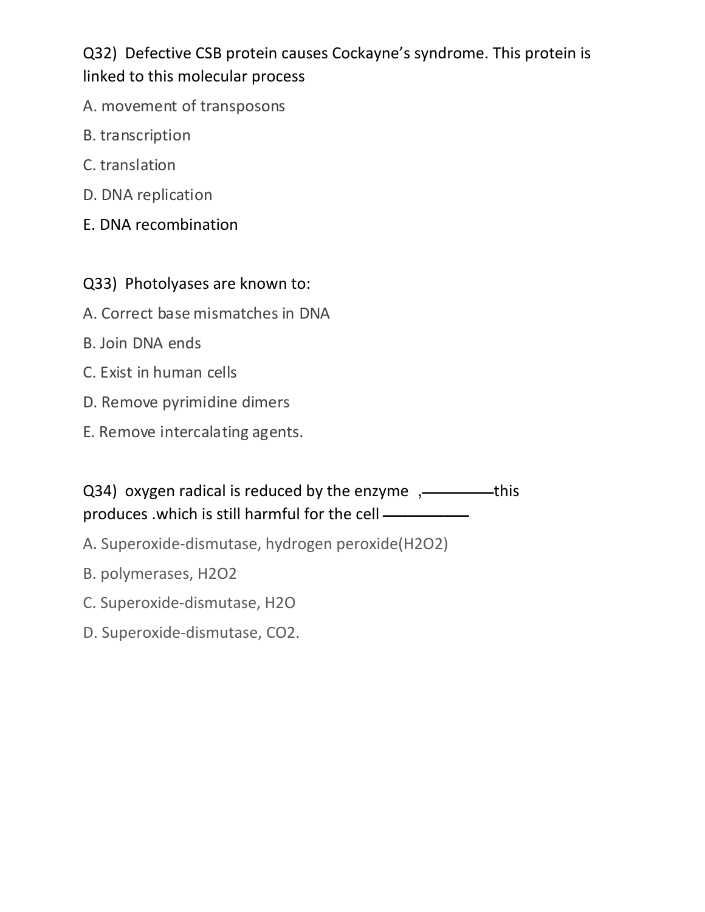Q32) Defective CSB protein causes Cockayne's syndrome. This protein is linked to this molecular process

A. movement of transposons

B. transcription

C. translation

D. DNA replication

E. DNA recombination

Q33) Photolyases are known to:

A. Correct base mismatches in DNA

B. Join DNA ends

C. Exist in human cells

D. Remove pyrimidine dimers

E. Remove intercalating agents.

Q34) oxygen radical is reduced by the enzyme ,————this produces .which is still harmful for the cell ————

A. Superoxide-dismutase, hydrogen peroxide($H_2O_2$)

B. polymerases, $H_2O_2$

C. Superoxide-dismutase, $H_2O$

D. Superoxide-dismutase, $CO_2$.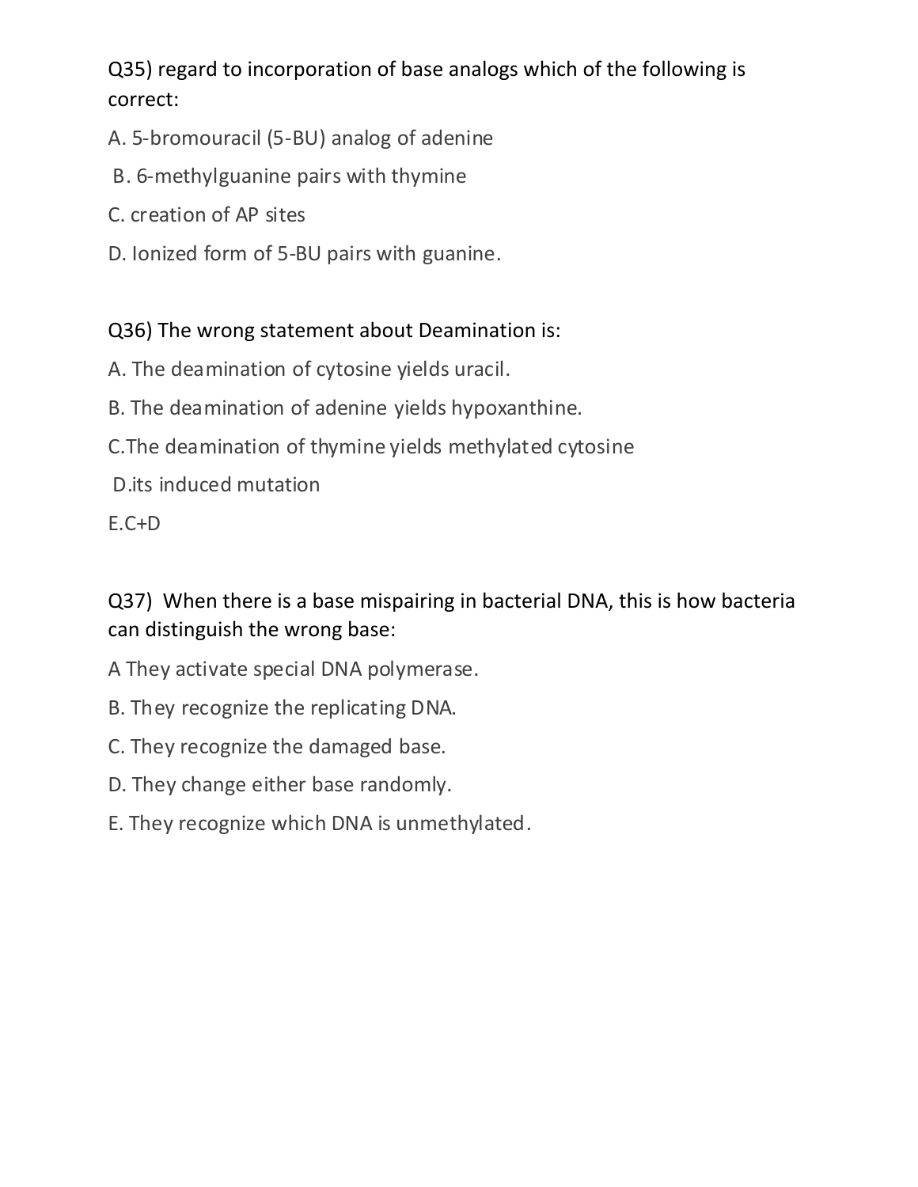Q35) regard to incorporation of base analogs which of the following is correct:

A. 5-bromouracil (5-BU) analog of adenine

B. 6-methylguanine pairs with thymine

C. creation of AP sites

D. Ionized form of 5-BU pairs with guanine.

Q36) The wrong statement about Deamination is:

A. The deamination of cytosine yields uracil.

B. The deamination of adenine yields hypoxanthine.

C.The deamination of thymine yields methylated cytosine

D.its induced mutation

E.C+D

Q37) When there is a base mispairing in bacterial DNA, this is how bacteria can distinguish the wrong base:

A They activate special DNA polymerase.

B. They recognize the replicating DNA.

C. They recognize the damaged base.

D. They change either base randomly.

E. They recognize which DNA is unmethylated.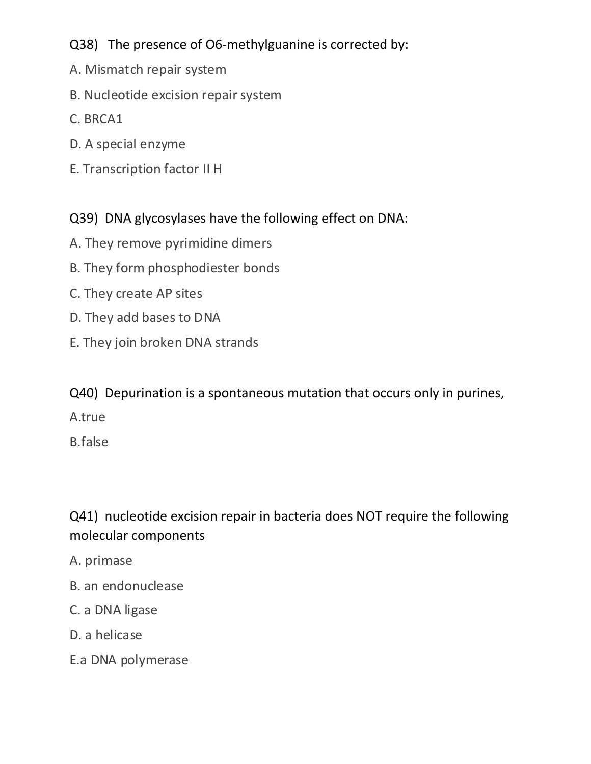Q38) The presence of O6-methylguanine is corrected by:

A. Mismatch repair system

B. Nucleotide excision repair system

C. BRCA1

D. A special enzyme

E. Transcription factor II H

Q39) DNA glycosylases have the following effect on DNA:

A. They remove pyrimidine dimers

B. They form phosphodiester bonds

C. They create AP sites

D. They add bases to DNA

E. They join broken DNA strands

Q40) Depurination is a spontaneous mutation that occurs only in purines,

A.true

B.false

Q41) nucleotide excision repair in bacteria does NOT require the following molecular components

A. primase

B. an endonuclease

C. a DNA ligase

D. a helicase

E.a DNA polymerase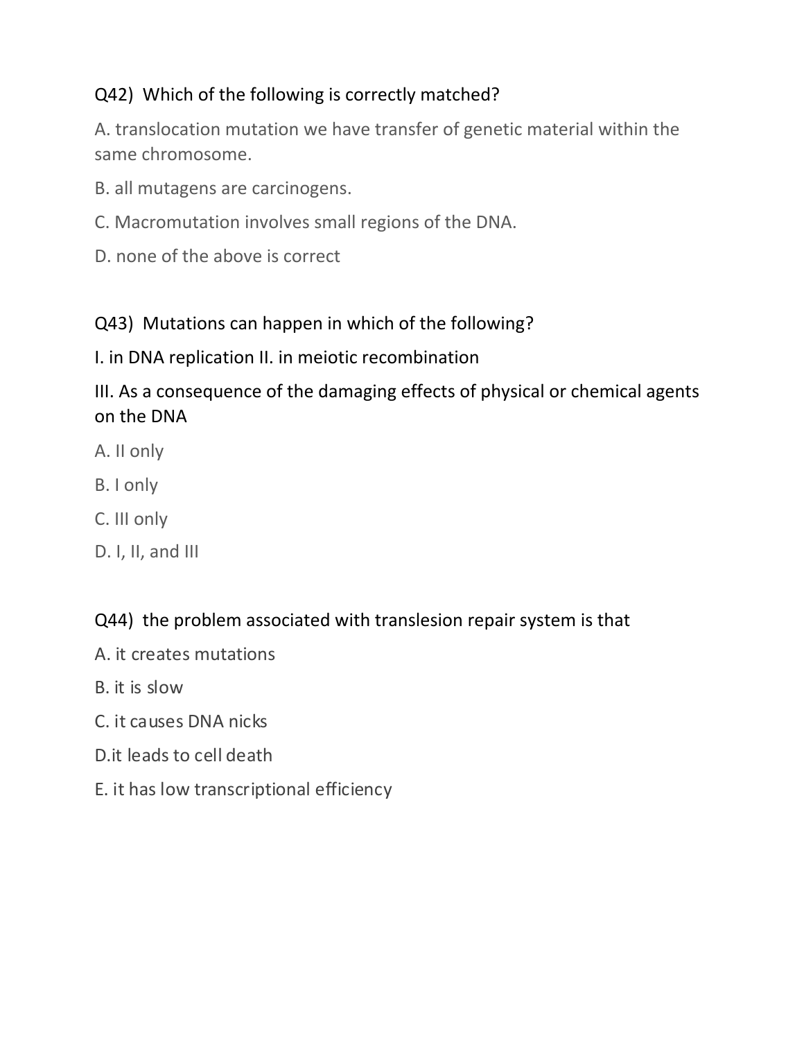Q42) Which of the following is correctly matched?

A. translocation mutation we have transfer of genetic material within the same chromosome.

B. all mutagens are carcinogens.

C. Macromutation involves small regions of the DNA.

D. none of the above is correct

Q43) Mutations can happen in which of the following?

I. in DNA replication II. in meiotic recombination

III. As a consequence of the damaging effects of physical or chemical agents on the DNA

A. II only

B. I only

C. III only

D. I, II, and III

Q44) the problem associated with translesion repair system is that

A. it creates mutations

B. it is slow

C. it causes DNA nicks

D.it leads to cell death

E. it has low transcriptional efficiency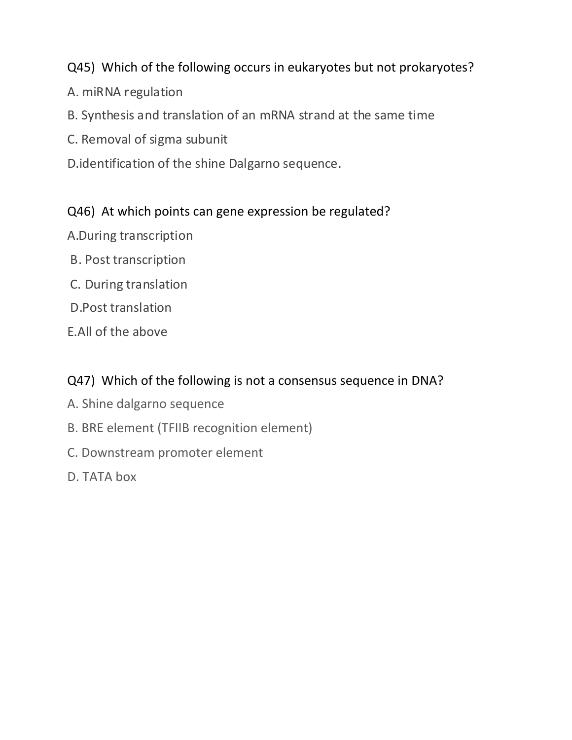Q45) Which of the following occurs in eukaryotes but not prokaryotes?

A. miRNA regulation

B. Synthesis and translation of an mRNA strand at the same time

C. Removal of sigma subunit

D.identification of the shine Dalgarno sequence.

Q46) At which points can gene expression be regulated?

A.During transcription

B. Post transcription

C. During translation

D.Post translation

E.All of the above

Q47) Which of the following is not a consensus sequence in DNA?

A. Shine dalgarno sequence

B. BRE element (TFIIB recognition element)

C. Downstream promoter element

D. TATA box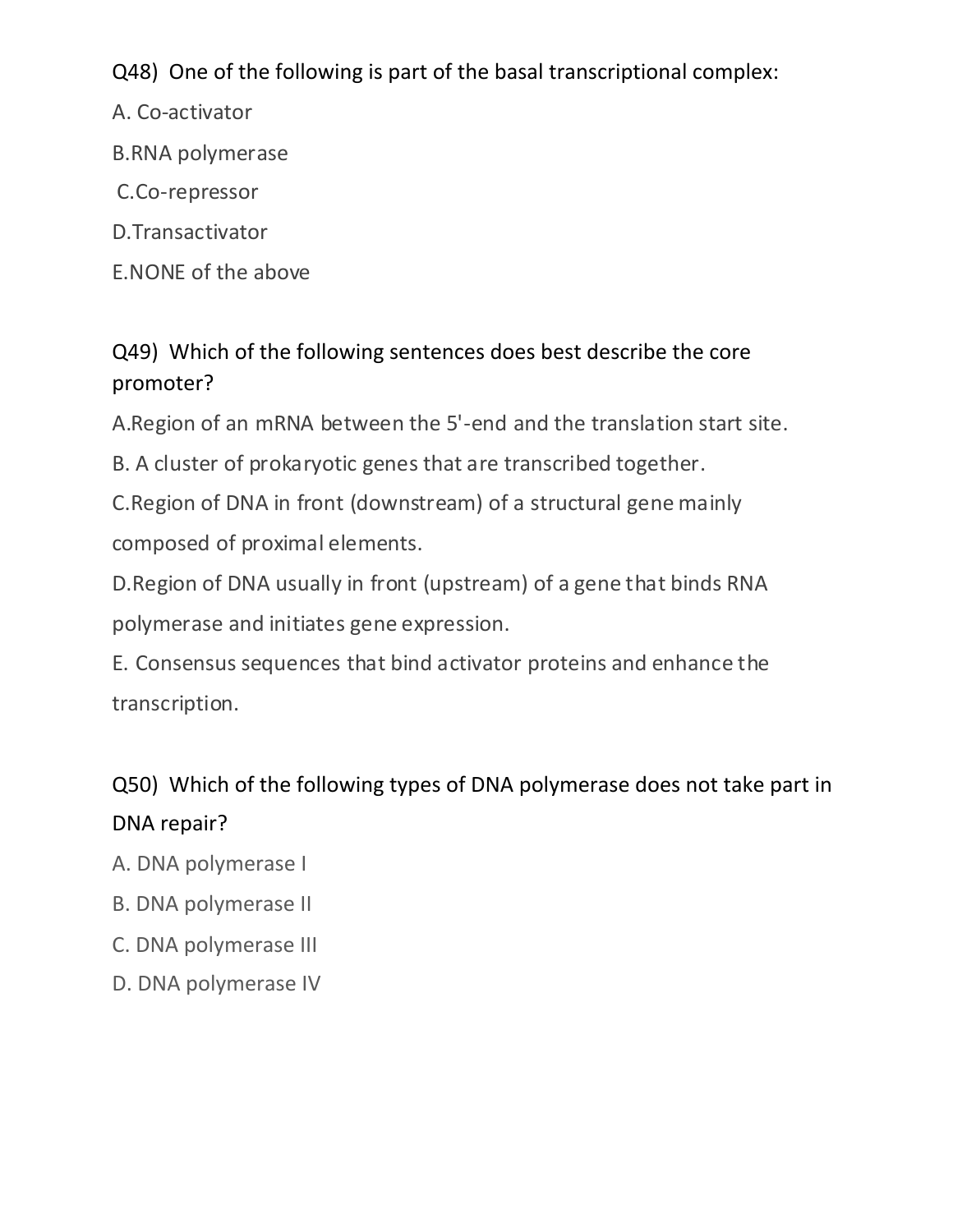Q48) One of the following is part of the basal transcriptional complex:

A. Co-activator

B.RNA polymerase

C.Co-repressor

D.Transactivator

E.NONE of the above

Q49) Which of the following sentences does best describe the core promoter?

A.Region of an mRNA between the 5'-end and the translation start site.

B. A cluster of prokaryotic genes that are transcribed together.

C.Region of DNA in front (downstream) of a structural gene mainly composed of proximal elements.

D.Region of DNA usually in front (upstream) of a gene that binds RNA polymerase and initiates gene expression.

E. Consensus sequences that bind activator proteins and enhance the transcription.

Q50) Which of the following types of DNA polymerase does not take part in DNA repair?

A. DNA polymerase I

B. DNA polymerase II

C. DNA polymerase III

D. DNA polymerase IV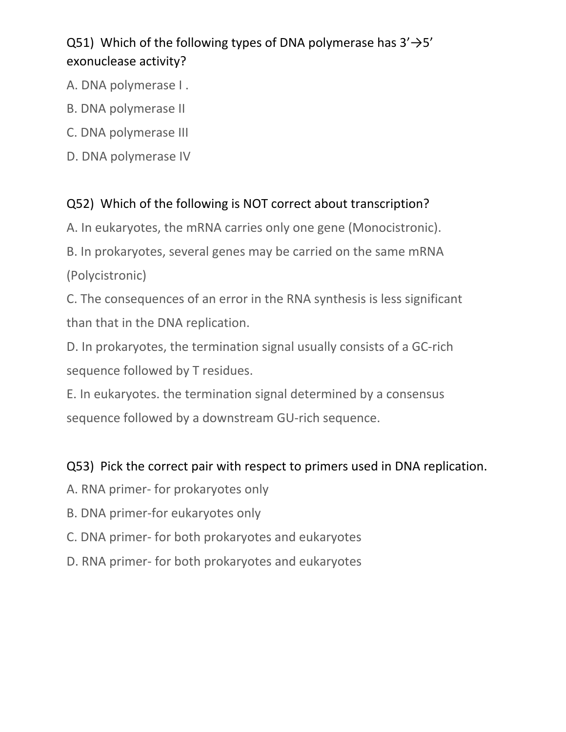Q51) Which of the following types of DNA polymerase has 3'→5' exonuclease activity?

A. DNA polymerase I .

B. DNA polymerase II

C. DNA polymerase III

D. DNA polymerase IV

Q52) Which of the following is NOT correct about transcription?

A. In eukaryotes, the mRNA carries only one gene (Monocistronic).

B. In prokaryotes, several genes may be carried on the same mRNA (Polycistronic)

C. The consequences of an error in the RNA synthesis is less significant than that in the DNA replication.

D. In prokaryotes, the termination signal usually consists of a GC-rich sequence followed by T residues.

E. In eukaryotes. the termination signal determined by a consensus sequence followed by a downstream GU-rich sequence.

Q53) Pick the correct pair with respect to primers used in DNA replication.

A. RNA primer- for prokaryotes only

B. DNA primer-for eukaryotes only

C. DNA primer- for both prokaryotes and eukaryotes

D. RNA primer- for both prokaryotes and eukaryotes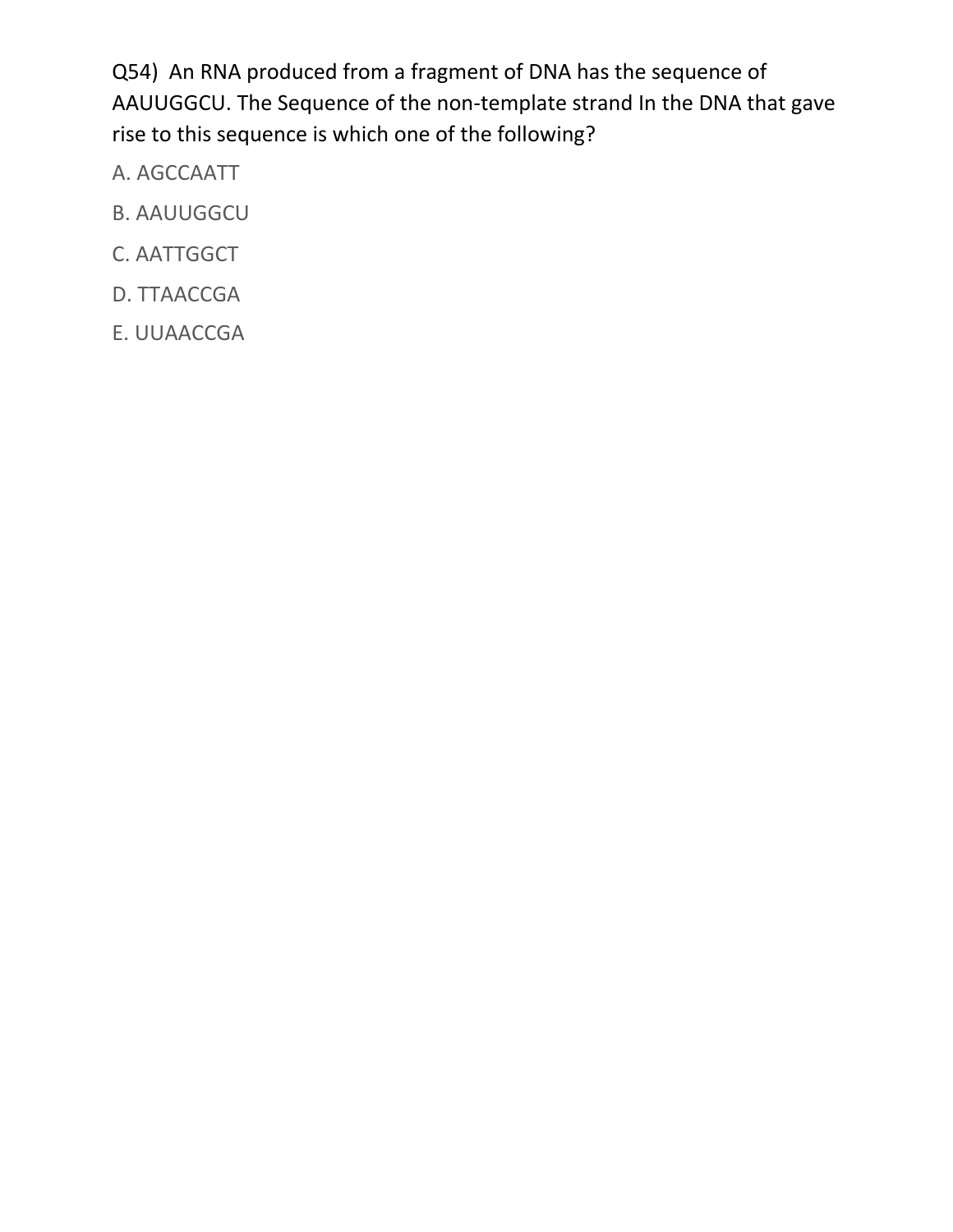Q54) An RNA produced from a fragment of DNA has the sequence of AAUUGGCU. The Sequence of the non-template strand In the DNA that gave rise to this sequence is which one of the following?

A. AGCCAATT

B. AAUUGGCU

C. AATTGGCT

D. TTAACCGA

E. UUAACCGA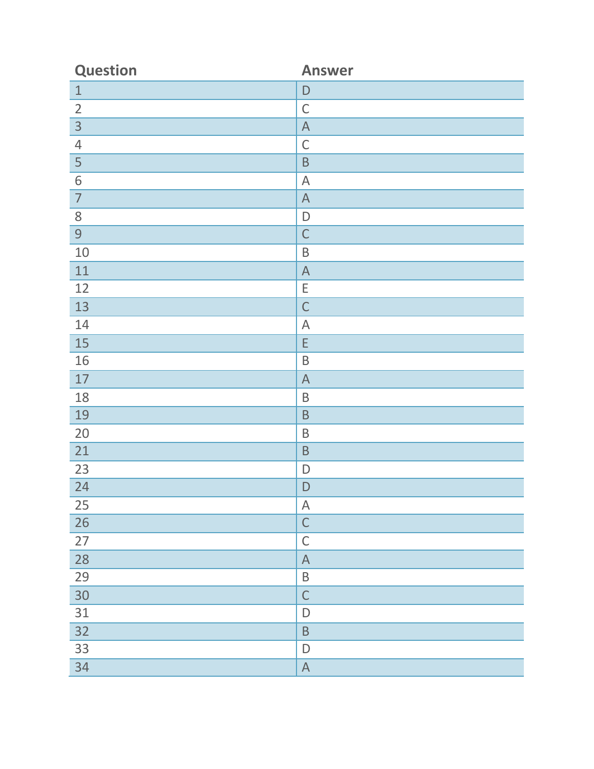| Question | Answer |
|---|---|
| 1 | D |
| 2 | C |
| 3 | A |
| 4 | C |
| 5 | B |
| 6 | A |
| 7 | A |
| 8 | D |
| 9 | C |
| 10 | B |
| 11 | A |
| 12 | E |
| 13 | C |
| 14 | A |
| 15 | E |
| 16 | B |
| 17 | A |
| 18 | B |
| 19 | B |
| 20 | B |
| 21 | B |
| 23 | D |
| 24 | D |
| 25 | A |
| 26 | C |
| 27 | C |
| 28 | A |
| 29 | B |
| 30 | C |
| 31 | D |
| 32 | B |
| 33 | D |
| 34 | A |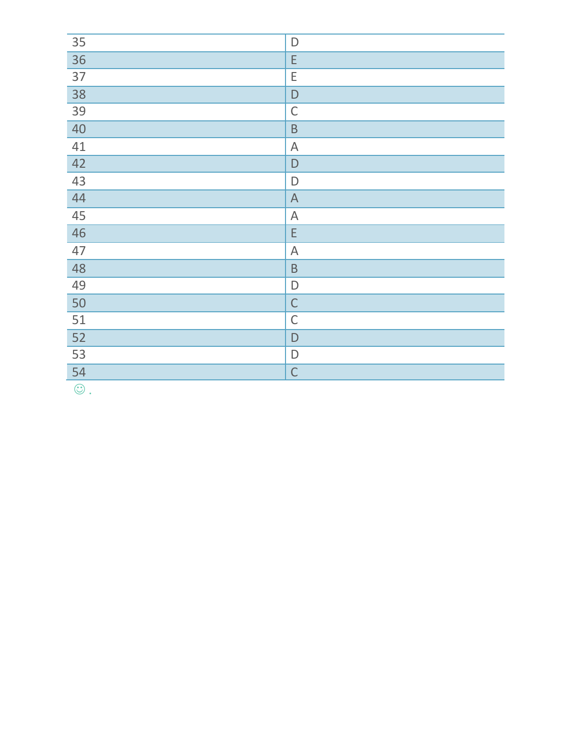| | |
|---|---|
| 35 | D |
| 36 | E |
| 37 | E |
| 38 | D |
| 39 | C |
| 40 | B |
| 41 | A |
| 42 | D |
| 43 | D |
| 44 | A |
| 45 | A |
| 46 | E |
| 47 | A |
| 48 | B |
| 49 | D |
| 50 | C |
| 51 | C |
| 52 | D |
| 53 | D |
| 54 | C |

☺.